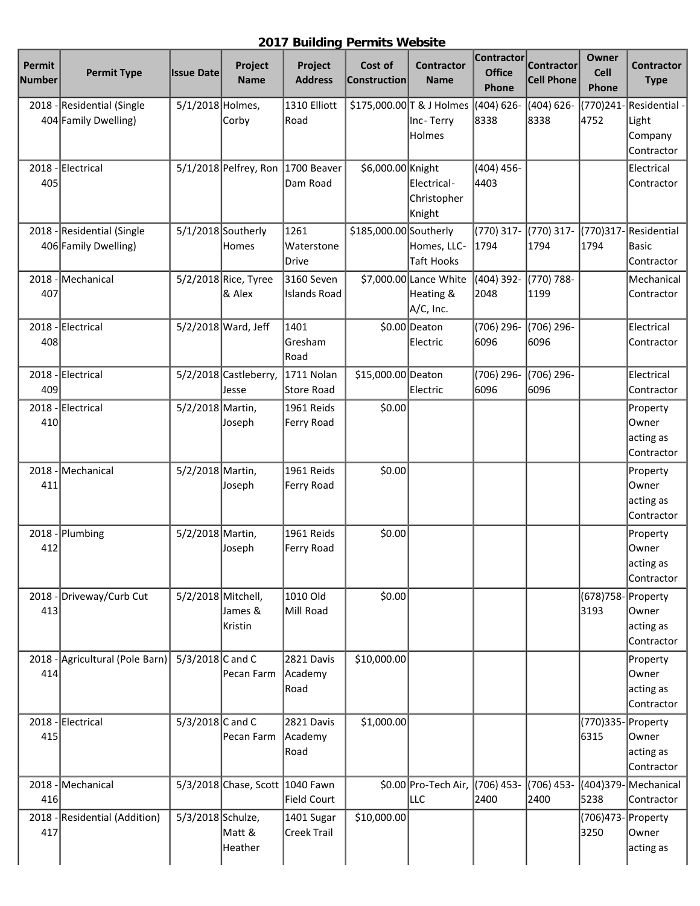## 2017 Building Permits Website

| Permit Number | Permit Type | Issue Date | Project Name | Project Address | Cost of Construction | Contractor Name | Contractor Office Phone | Contractor Cell Phone | Owner Cell Phone | Contractor Type |
|---|---|---|---|---|---|---|---|---|---|---|
| 2018 - 404 | Residential (Single Family Dwelling) | 5/1/2018 | Holmes, Corby | 1310 Elliott Road | $175,000.00 | T & J Holmes Inc- Terry Holmes | (404) 626-8338 | (404) 626-8338 | (770)241-4752 | Residential - Light Company Contractor |
| 2018 - 405 | Electrical | 5/1/2018 | Pelfrey, Ron | 1700 Beaver Dam Road | $6,000.00 | Knight Electrical- Christopher Knight | (404) 456-4403 | | | Electrical Contractor |
| 2018 - 406 | Residential (Single Family Dwelling) | 5/1/2018 | Southerly Homes | 1261 Waterstone Drive | $185,000.00 | Southerly Homes, LLC- Taft Hooks | (770) 317-1794 | (770) 317-1794 | (770)317-1794 | Residential Basic Contractor |
| 2018 - 407 | Mechanical | 5/2/2018 | Rice, Tyree & Alex | 3160 Seven Islands Road | $7,000.00 | Lance White Heating & A/C, Inc. | (404) 392-2048 | (770) 788-1199 | | Mechanical Contractor |
| 2018 - 408 | Electrical | 5/2/2018 | Ward, Jeff | 1401 Gresham Road | $0.00 | Deaton Electric | (706) 296-6096 | (706) 296-6096 | | Electrical Contractor |
| 2018 - 409 | Electrical | 5/2/2018 | Castleberry, Jesse | 1711 Nolan Store Road | $15,000.00 | Deaton Electric | (706) 296-6096 | (706) 296-6096 | | Electrical Contractor |
| 2018 - 410 | Electrical | 5/2/2018 | Martin, Joseph | 1961 Reids Ferry Road | $0.00 | | | | | Property Owner acting as Contractor |
| 2018 - 411 | Mechanical | 5/2/2018 | Martin, Joseph | 1961 Reids Ferry Road | $0.00 | | | | | Property Owner acting as Contractor |
| 2018 - 412 | Plumbing | 5/2/2018 | Martin, Joseph | 1961 Reids Ferry Road | $0.00 | | | | | Property Owner acting as Contractor |
| 2018 - 413 | Driveway/Curb Cut | 5/2/2018 | Mitchell, James & Kristin | 1010 Old Mill Road | $0.00 | | | | (678)758-3193 | Property Owner acting as Contractor |
| 2018 - 414 | Agricultural (Pole Barn) | 5/3/2018 | C and C Pecan Farm | 2821 Davis Academy Road | $10,000.00 | | | | | Property Owner acting as Contractor |
| 2018 - 415 | Electrical | 5/3/2018 | C and C Pecan Farm | 2821 Davis Academy Road | $1,000.00 | | | | (770)335-6315 | Property Owner acting as Contractor |
| 2018 - 416 | Mechanical | 5/3/2018 | Chase, Scott | 1040 Fawn Field Court | $0.00 | Pro-Tech Air, LLC | (706) 453-2400 | (706) 453-2400 | (404)379-5238 | Mechanical Contractor |
| 2018 - 417 | Residential (Addition) | 5/3/2018 | Schulze, Matt & Heather | 1401 Sugar Creek Trail | $10,000.00 | | | | (706)473-3250 | Property Owner acting as |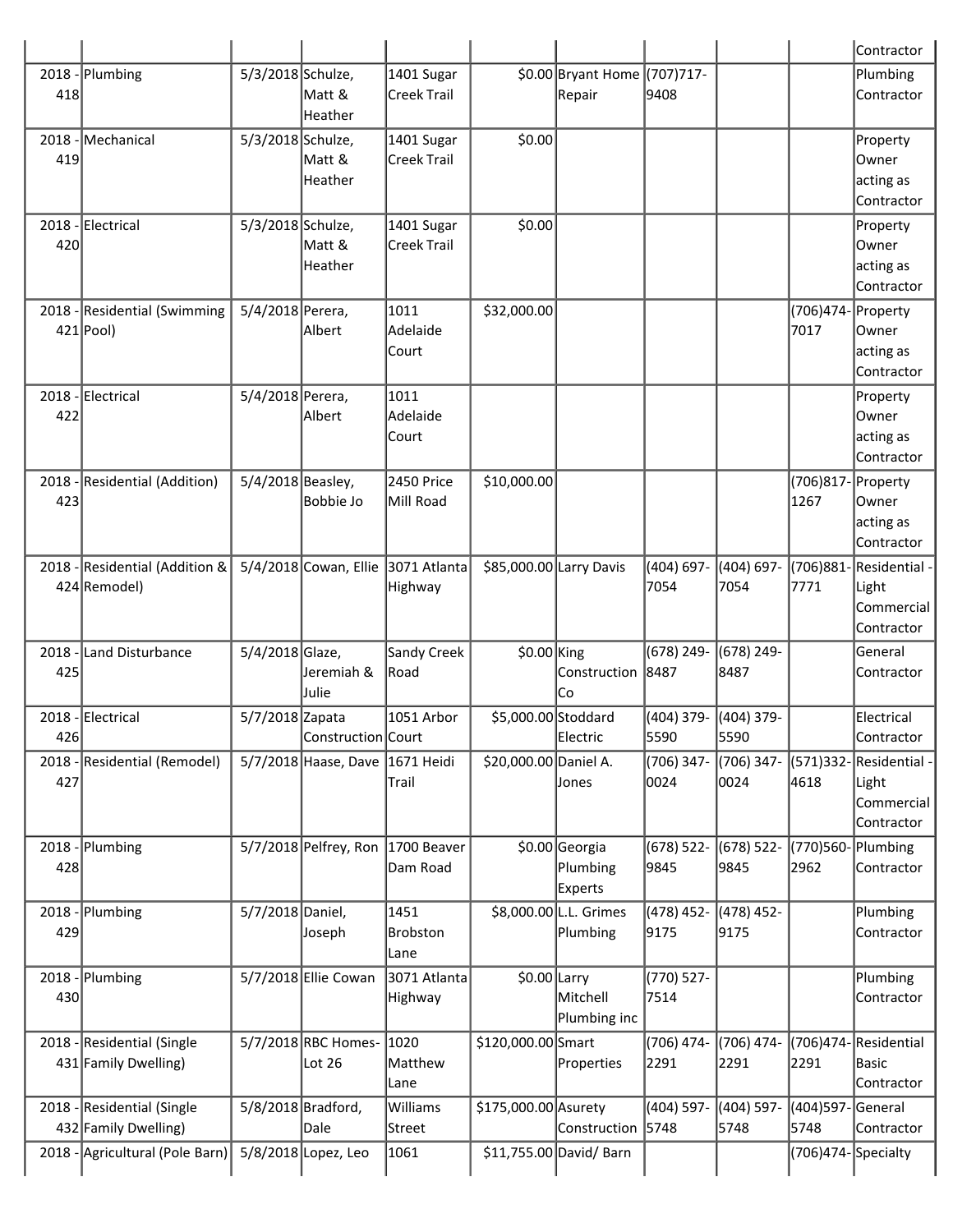| | | | | | | | | | | Contractor |
|---|---|---|---|---|---|---|---|---|---|---|
| 2018 - 418 | Plumbing | 5/3/2018 | Schulze, Matt & Heather | 1401 Sugar Creek Trail | $0.00 | Bryant Home Repair | (707)717-9408 | | | Plumbing Contractor |
| 2018 - 419 | Mechanical | 5/3/2018 | Schulze, Matt & Heather | 1401 Sugar Creek Trail | $0.00 | | | | | Property Owner acting as Contractor |
| 2018 - 420 | Electrical | 5/3/2018 | Schulze, Matt & Heather | 1401 Sugar Creek Trail | $0.00 | | | | | Property Owner acting as Contractor |
| 2018 - 421 | Residential (Swimming Pool) | 5/4/2018 | Perera, Albert | 1011 Adelaide Court | $32,000.00 | | | | (706)474-7017 | Property Owner acting as Contractor |
| 2018 - 422 | Electrical | 5/4/2018 | Perera, Albert | 1011 Adelaide Court | | | | | | Property Owner acting as Contractor |
| 2018 - 423 | Residential (Addition) | 5/4/2018 | Beasley, Bobbie Jo | 2450 Price Mill Road | $10,000.00 | | | | (706)817-1267 | Property Owner acting as Contractor |
| 2018 - 424 | Residential (Addition & Remodel) | 5/4/2018 | Cowan, Ellie | 3071 Atlanta Highway | $85,000.00 | Larry Davis | (404) 697-7054 | (404) 697-7054 | (706)881-7771 | Residential - Light Commercial Contractor |
| 2018 - 425 | Land Disturbance | 5/4/2018 | Glaze, Jeremiah & Julie | Sandy Creek Road | $0.00 | King Construction Co | (678) 249-8487 | (678) 249-8487 | | General Contractor |
| 2018 - 426 | Electrical | 5/7/2018 | Zapata Construction | 1051 Arbor Court | $5,000.00 | Stoddard Electric | (404) 379-5590 | (404) 379-5590 | | Electrical Contractor |
| 2018 - 427 | Residential (Remodel) | 5/7/2018 | Haase, Dave | 1671 Heidi Trail | $20,000.00 | Daniel A. Jones | (706) 347-0024 | (706) 347-0024 | (571)332-4618 | Residential - Light Commercial Contractor |
| 2018 - 428 | Plumbing | 5/7/2018 | Pelfrey, Ron | 1700 Beaver Dam Road | $0.00 | Georgia Plumbing Experts | (678) 522-9845 | (678) 522-9845 | (770)560-2962 | Plumbing Contractor |
| 2018 - 429 | Plumbing | 5/7/2018 | Daniel, Joseph | 1451 Brobston Lane | $8,000.00 | L.L. Grimes Plumbing | (478) 452-9175 | (478) 452-9175 | | Plumbing Contractor |
| 2018 - 430 | Plumbing | 5/7/2018 | Ellie Cowan | 3071 Atlanta Highway | $0.00 | Larry Mitchell Plumbing inc | (770) 527-7514 | | | Plumbing Contractor |
| 2018 - 431 | Residential (Single Family Dwelling) | 5/7/2018 | RBC Homes-Lot 26 | 1020 Matthew Lane | $120,000.00 | Smart Properties | (706) 474-2291 | (706) 474-2291 | (706)474-2291 | Residential Basic Contractor |
| 2018 - 432 | Residential (Single Family Dwelling) | 5/8/2018 | Bradford, Dale | Williams Street | $175,000.00 | Asurety Construction | (404) 597-5748 | (404) 597-5748 | (404)597-5748 | General Contractor |
| 2018 - | Agricultural (Pole Barn) | 5/8/2018 | Lopez, Leo | 1061 | $11,755.00 | David/ Barn | | | (706)474- | Specialty |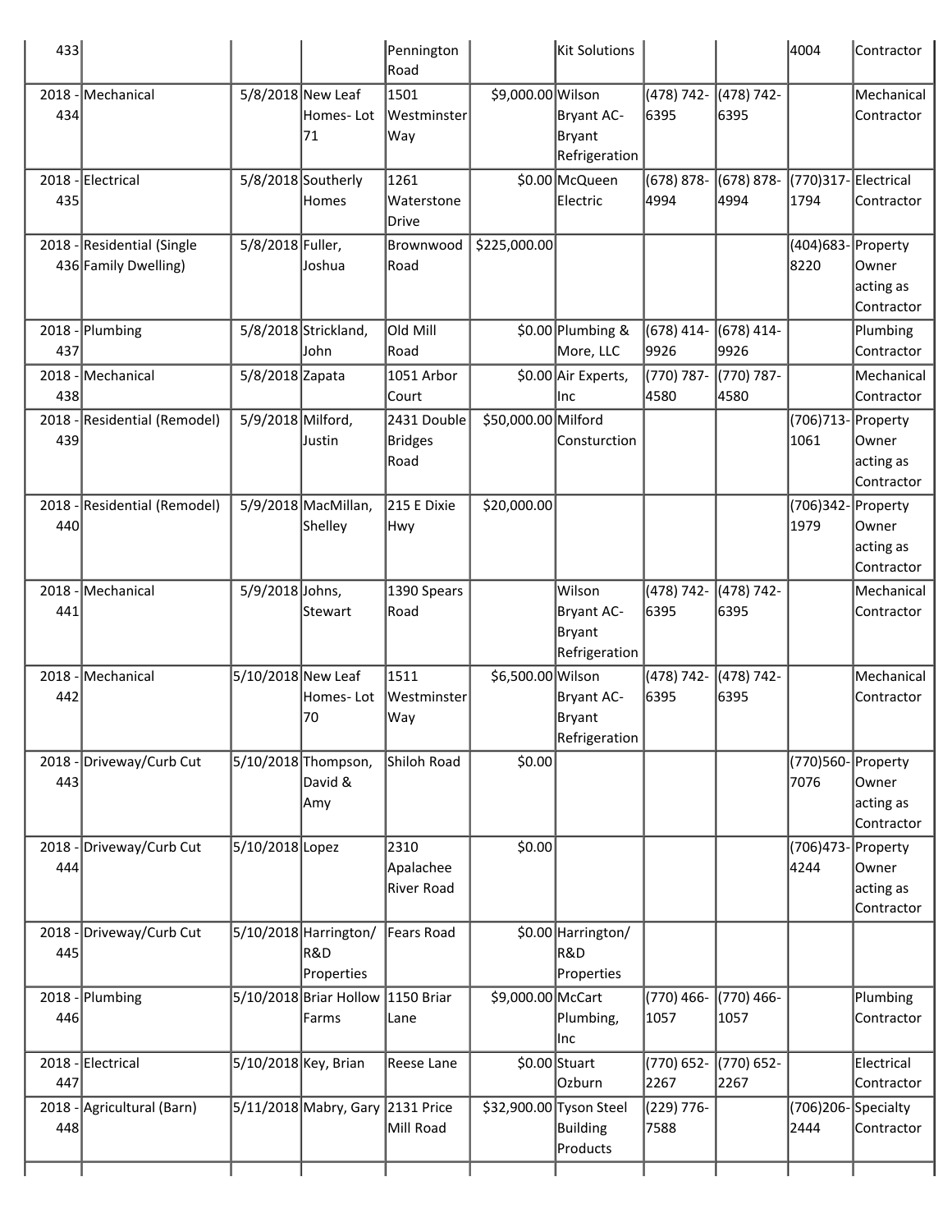| 433 | | | | Pennington Road | | Kit Solutions | | | 4004 | Contractor |
|---|---|---|---|---|---|---|---|---|---|---|
| 2018 - 434 | Mechanical | 5/8/2018 | New Leaf Homes- Lot 71 | 1501 Westminster Way | $9,000.00 | Wilson Bryant AC-Bryant Refrigeration | (478) 742-6395 | (478) 742-6395 | | Mechanical Contractor |
| 2018 - 435 | Electrical | 5/8/2018 | Southerly Homes | 1261 Waterstone Drive | $0.00 | McQueen Electric | (678) 878-4994 | (678) 878-4994 | (770)317-1794 | Electrical Contractor |
| 2018 - 436 | Residential (Single Family Dwelling) | 5/8/2018 | Fuller, Joshua | Brownwood Road | $225,000.00 | | | | (404)683-8220 | Property Owner acting as Contractor |
| 2018 - 437 | Plumbing | 5/8/2018 | Strickland, John | Old Mill Road | $0.00 | Plumbing & More, LLC | (678) 414-9926 | (678) 414-9926 | | Plumbing Contractor |
| 2018 - 438 | Mechanical | 5/8/2018 | Zapata | 1051 Arbor Court | $0.00 | Air Experts, Inc | (770) 787-4580 | (770) 787-4580 | | Mechanical Contractor |
| 2018 - 439 | Residential (Remodel) | 5/9/2018 | Milford, Justin | 2431 Double Bridges Road | $50,000.00 | Milford Consturction | | | (706)713-1061 | Property Owner acting as Contractor |
| 2018 - 440 | Residential (Remodel) | 5/9/2018 | MacMillan, Shelley | 215 E Dixie Hwy | $20,000.00 | | | | (706)342-1979 | Property Owner acting as Contractor |
| 2018 - 441 | Mechanical | 5/9/2018 | Johns, Stewart | 1390 Spears Road | | Wilson Bryant AC-Bryant Refrigeration | (478) 742-6395 | (478) 742-6395 | | Mechanical Contractor |
| 2018 - 442 | Mechanical | 5/10/2018 | New Leaf Homes- Lot 70 | 1511 Westminster Way | $6,500.00 | Wilson Bryant AC-Bryant Refrigeration | (478) 742-6395 | (478) 742-6395 | | Mechanical Contractor |
| 2018 - 443 | Driveway/Curb Cut | 5/10/2018 | Thompson, David & Amy | Shiloh Road | $0.00 | | | | (770)560-7076 | Property Owner acting as Contractor |
| 2018 - 444 | Driveway/Curb Cut | 5/10/2018 | Lopez | 2310 Apalachee River Road | $0.00 | | | | (706)473-4244 | Property Owner acting as Contractor |
| 2018 - 445 | Driveway/Curb Cut | 5/10/2018 | Harrington/ R&D Properties | Fears Road | $0.00 | Harrington/ R&D Properties | | | | |
| 2018 - 446 | Plumbing | 5/10/2018 | Briar Hollow Farms | 1150 Briar Lane | $9,000.00 | McCart Plumbing, Inc | (770) 466-1057 | (770) 466-1057 | | Plumbing Contractor |
| 2018 - 447 | Electrical | 5/10/2018 | Key, Brian | Reese Lane | $0.00 | Stuart Ozburn | (770) 652-2267 | (770) 652-2267 | | Electrical Contractor |
| 2018 - 448 | Agricultural (Barn) | 5/11/2018 | Mabry, Gary | 2131 Price Mill Road | $32,900.00 | Tyson Steel Building Products | (229) 776-7588 | | (706)206-2444 | Specialty Contractor |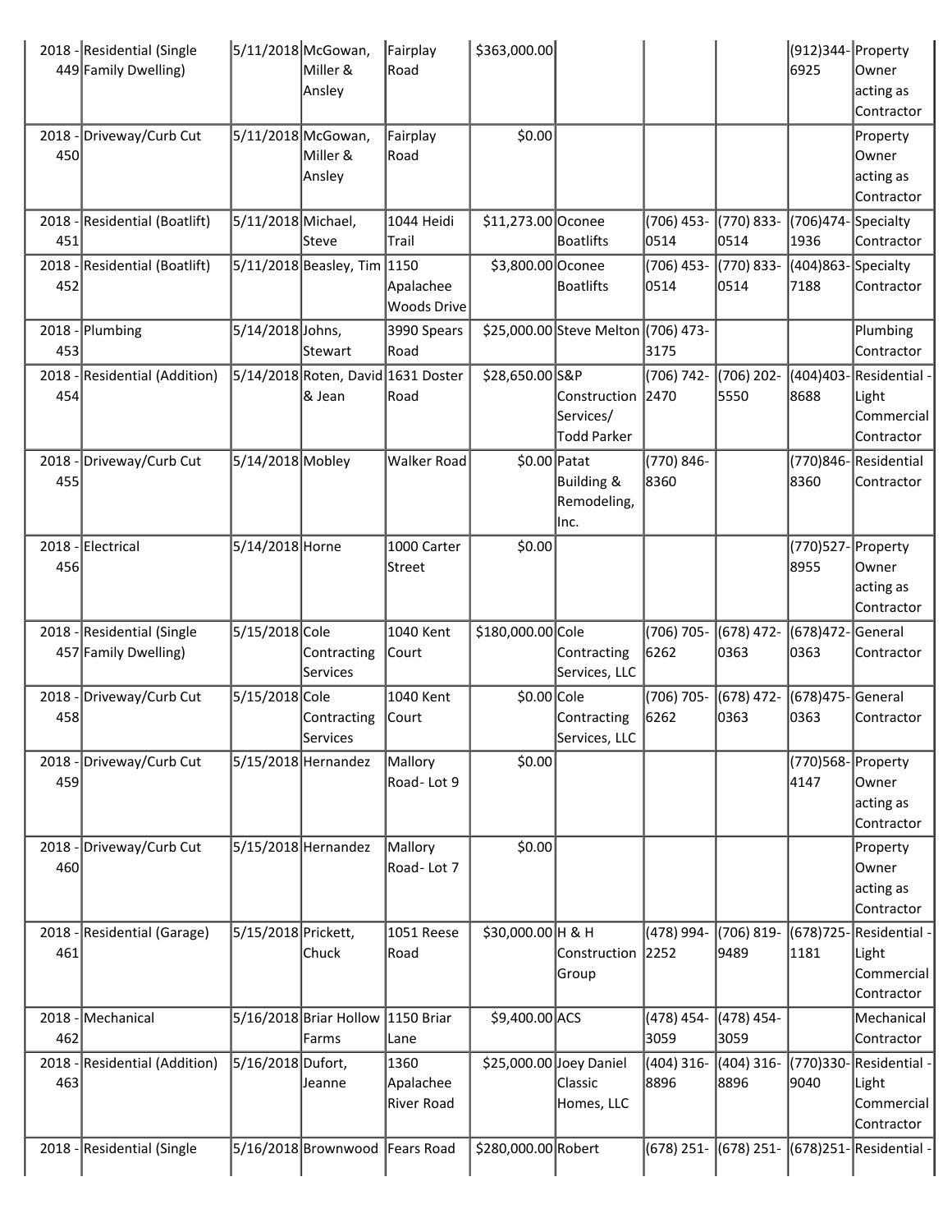| | | | | | | | | | |
|---|---|---|---|---|---|---|---|---|---|
| 2018 - 449 | Residential (Single Family Dwelling) | 5/11/2018 | McGowan, Miller & Ansley | Fairplay Road | $363,000.00 | | | | (912)344-6925 | Property Owner acting as Contractor |
| 2018 - 450 | Driveway/Curb Cut | 5/11/2018 | McGowan, Miller & Ansley | Fairplay Road | $0.00 | | | | | Property Owner acting as Contractor |
| 2018 - 451 | Residential (Boatlift) | 5/11/2018 | Michael, Steve | 1044 Heidi Trail | $11,273.00 | Oconee Boatlifts | (706) 453-0514 | (770) 833-0514 | (706)474-1936 | Specialty Contractor |
| 2018 - 452 | Residential (Boatlift) | 5/11/2018 | Beasley, Tim | 1150 Apalachee Woods Drive | $3,800.00 | Oconee Boatlifts | (706) 453-0514 | (770) 833-0514 | (404)863-7188 | Specialty Contractor |
| 2018 - 453 | Plumbing | 5/14/2018 | Johns, Stewart | 3990 Spears Road | $25,000.00 | Steve Melton | (706) 473-3175 | | | Plumbing Contractor |
| 2018 - 454 | Residential (Addition) | 5/14/2018 | Roten, David & Jean | 1631 Doster Road | $28,650.00 | S&P Construction Services/ Todd Parker | (706) 742-2470 | (706) 202-5550 | (404)403-8688 | Residential - Light Commercial Contractor |
| 2018 - 455 | Driveway/Curb Cut | 5/14/2018 | Mobley | Walker Road | $0.00 | Patat Building & Remodeling, Inc. | (770) 846-8360 | | (770)846-8360 | Residential Contractor |
| 2018 - 456 | Electrical | 5/14/2018 | Horne | 1000 Carter Street | $0.00 | | | | (770)527-8955 | Property Owner acting as Contractor |
| 2018 - 457 | Residential (Single Family Dwelling) | 5/15/2018 | Cole Contracting Services | 1040 Kent Court | $180,000.00 | Cole Contracting Services, LLC | (706) 705-6262 | (678) 472-0363 | (678)472-0363 | General Contractor |
| 2018 - 458 | Driveway/Curb Cut | 5/15/2018 | Cole Contracting Services | 1040 Kent Court | $0.00 | Cole Contracting Services, LLC | (706) 705-6262 | (678) 472-0363 | (678)475-0363 | General Contractor |
| 2018 - 459 | Driveway/Curb Cut | 5/15/2018 | Hernandez | Mallory Road- Lot 9 | $0.00 | | | | (770)568-4147 | Property Owner acting as Contractor |
| 2018 - 460 | Driveway/Curb Cut | 5/15/2018 | Hernandez | Mallory Road- Lot 7 | $0.00 | | | | | Property Owner acting as Contractor |
| 2018 - 461 | Residential (Garage) | 5/15/2018 | Prickett, Chuck | 1051 Reese Road | $30,000.00 | H & H Construction Group | (478) 994-2252 | (706) 819-9489 | (678)725-1181 | Residential - Light Commercial Contractor |
| 2018 - 462 | Mechanical | 5/16/2018 | Briar Hollow Farms | 1150 Briar Lane | $9,400.00 | ACS | (478) 454-3059 | (478) 454-3059 | | Mechanical Contractor |
| 2018 - 463 | Residential (Addition) | 5/16/2018 | Dufort, Jeanne | 1360 Apalachee River Road | $25,000.00 | Joey Daniel Classic Homes, LLC | (404) 316-8896 | (404) 316-8896 | (770)330-9040 | Residential - Light Commercial Contractor |
| 2018 - | Residential (Single | 5/16/2018 | Brownwood | Fears Road | $280,000.00 | Robert | (678) 251- | (678) 251- | (678)251- | Residential - |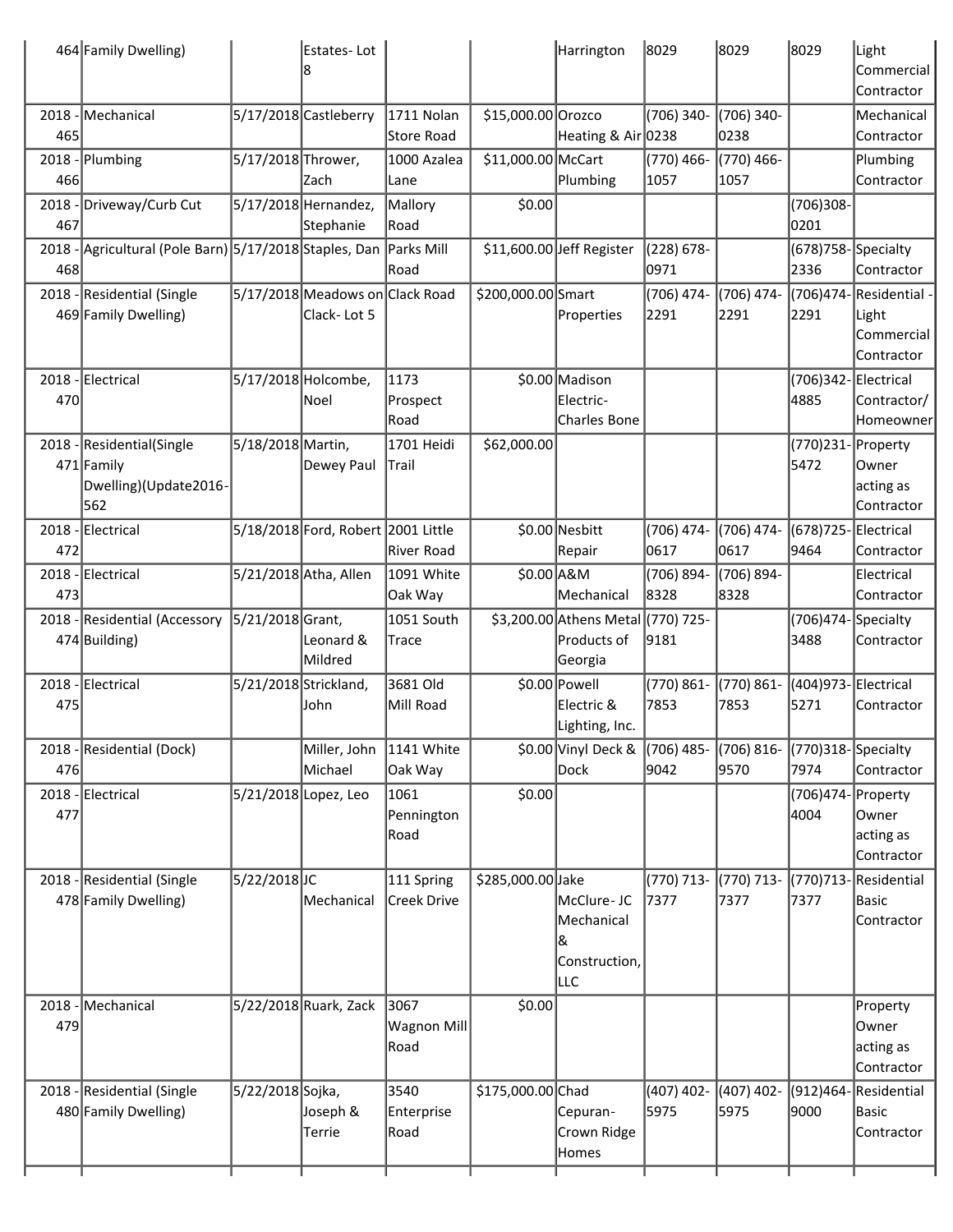| | | | | | | | | | | |
|---|---|---|---|---|---|---|---|---|---|---|
| 464 | Family Dwelling) | | Estates- Lot 8 | | | Harrington | 8029 | 8029 | 8029 | Light Commercial Contractor |
| 2018 - 465 | Mechanical | 5/17/2018 | Castleberry | 1711 Nolan Store Road | $15,000.00 | Orozco Heating & Air | (706) 340-0238 | (706) 340-0238 | | Mechanical Contractor |
| 2018 - 466 | Plumbing | 5/17/2018 | Thrower, Zach | 1000 Azalea Lane | $11,000.00 | McCart Plumbing | (770) 466-1057 | (770) 466-1057 | | Plumbing Contractor |
| 2018 - 467 | Driveway/Curb Cut | 5/17/2018 | Hernandez, Stephanie | Mallory Road | $0.00 | | | | (706)308-0201 | |
| 2018 - 468 | Agricultural (Pole Barn) | 5/17/2018 | Staples, Dan | Parks Mill Road | $11,600.00 | Jeff Register | (228) 678-0971 | | (678)758-2336 | Specialty Contractor |
| 2018 - 469 | Residential (Single Family Dwelling) | 5/17/2018 | Meadows on Clack- Lot 5 | Clack Road | $200,000.00 | Smart Properties | (706) 474-2291 | (706) 474-2291 | (706)474-2291 | Residential - Light Commercial Contractor |
| 2018 - 470 | Electrical | 5/17/2018 | Holcombe, Noel | 1173 Prospect Road | $0.00 | Madison Electric- Charles Bone | | | (706)342-4885 | Electrical Contractor/ Homeowner |
| 2018 - 471 | Residential(Single Family Dwelling)(Update2016-562 | 5/18/2018 | Martin, Dewey Paul | 1701 Heidi Trail | $62,000.00 | | | | (770)231-5472 | Property Owner acting as Contractor |
| 2018 - 472 | Electrical | 5/18/2018 | Ford, Robert | 2001 Little River Road | $0.00 | Nesbitt Repair | (706) 474-0617 | (706) 474-0617 | (678)725-9464 | Electrical Contractor |
| 2018 - 473 | Electrical | 5/21/2018 | Atha, Allen | 1091 White Oak Way | $0.00 | A&M Mechanical | (706) 894-8328 | (706) 894-8328 | | Electrical Contractor |
| 2018 - 474 | Residential (Accessory Building) | 5/21/2018 | Grant, Leonard & Mildred | 1051 South Trace | $3,200.00 | Athens Metal Products of Georgia | (770) 725-9181 | | (706)474-3488 | Specialty Contractor |
| 2018 - 475 | Electrical | 5/21/2018 | Strickland, John | 3681 Old Mill Road | $0.00 | Powell Electric & Lighting, Inc. | (770) 861-7853 | (770) 861-7853 | (404)973-5271 | Electrical Contractor |
| 2018 - 476 | Residential (Dock) | | Miller, John Michael | 1141 White Oak Way | $0.00 | Vinyl Deck & Dock | (706) 485-9042 | (706) 816-9570 | (770)318-7974 | Specialty Contractor |
| 2018 - 477 | Electrical | 5/21/2018 | Lopez, Leo | 1061 Pennington Road | $0.00 | | | | (706)474-4004 | Property Owner acting as Contractor |
| 2018 - 478 | Residential (Single Family Dwelling) | 5/22/2018 | JC Mechanical | 111 Spring Creek Drive | $285,000.00 | Jake McClure- JC Mechanical & Construction, LLC | (770) 713-7377 | (770) 713-7377 | (770)713-7377 | Residential Basic Contractor |
| 2018 - 479 | Mechanical | 5/22/2018 | Ruark, Zack | 3067 Wagnon Mill Road | $0.00 | | | | | Property Owner acting as Contractor |
| 2018 - 480 | Residential (Single Family Dwelling) | 5/22/2018 | Sojka, Joseph & Terrie | 3540 Enterprise Road | $175,000.00 | Chad Cepuran- Crown Ridge Homes | (407) 402-5975 | (407) 402-5975 | (912)464-9000 | Residential Basic Contractor |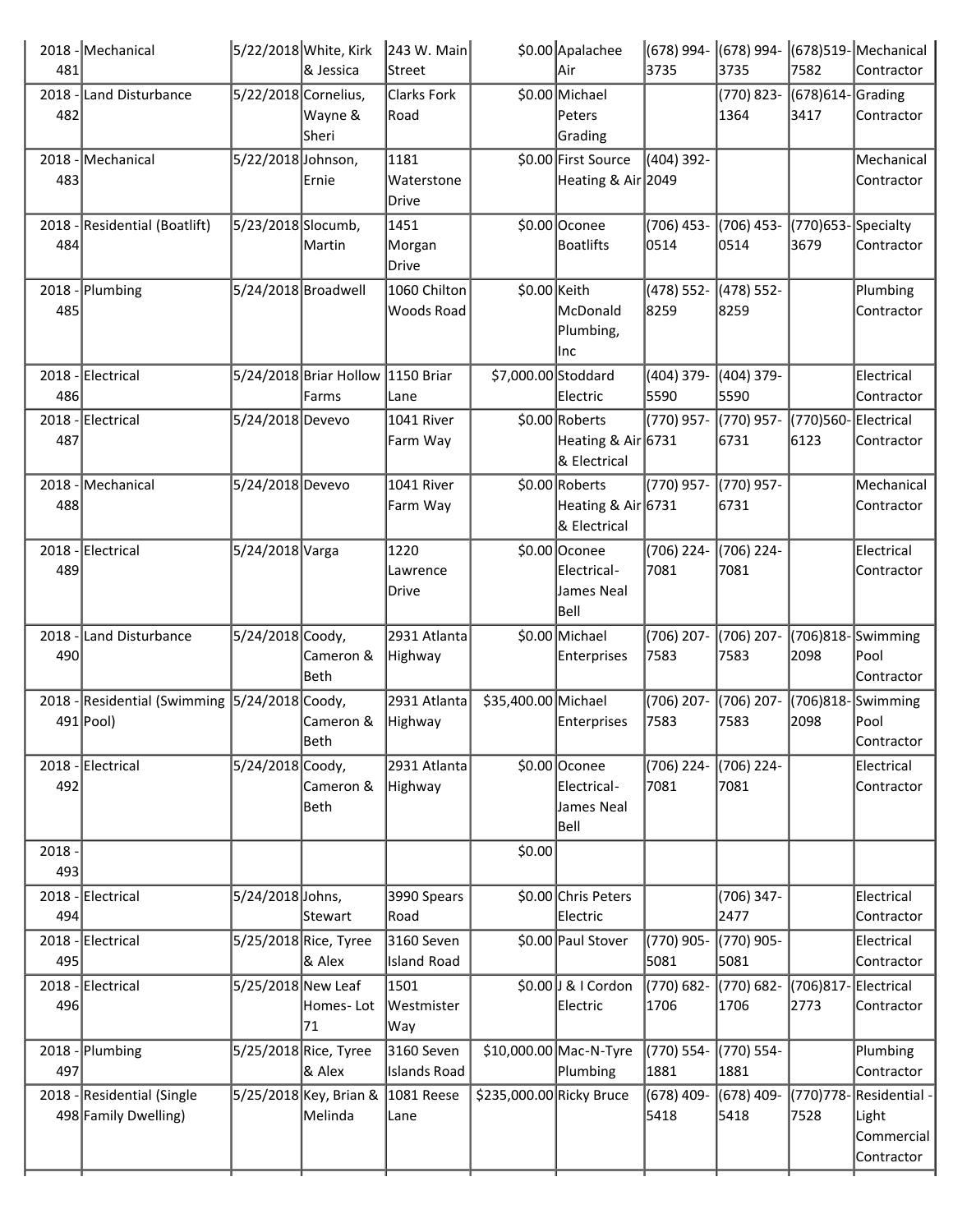| 2018 - 481 | Mechanical | 5/22/2018 | White, Kirk & Jessica | 243 W. Main Street | $0.00 | Apalachee Air | (678) 994-3735 | (678) 994-3735 | (678)519-7582 | Mechanical Contractor |
|---|---|---|---|---|---|---|---|---|---|---|
| 2018 - 482 | Land Disturbance | 5/22/2018 | Cornelius, Wayne & Sheri | Clarks Fork Road | $0.00 | Michael Peters Grading | | (770) 823-1364 | (678)614-3417 | Grading Contractor |
| 2018 - 483 | Mechanical | 5/22/2018 | Johnson, Ernie | 1181 Waterstone Drive | $0.00 | First Source Heating & Air | (404) 392-2049 | | | Mechanical Contractor |
| 2018 - 484 | Residential (Boatlift) | 5/23/2018 | Slocumb, Martin | 1451 Morgan Drive | $0.00 | Oconee Boatlifts | (706) 453-0514 | (706) 453-0514 | (770)653-3679 | Specialty Contractor |
| 2018 - 485 | Plumbing | 5/24/2018 | Broadwell | 1060 Chilton Woods Road | $0.00 | Keith McDonald Plumbing, Inc | (478) 552-8259 | (478) 552-8259 | | Plumbing Contractor |
| 2018 - 486 | Electrical | 5/24/2018 | Briar Hollow Farms | 1150 Briar Lane | $7,000.00 | Stoddard Electric | (404) 379-5590 | (404) 379-5590 | | Electrical Contractor |
| 2018 - 487 | Electrical | 5/24/2018 | Devevo | 1041 River Farm Way | $0.00 | Roberts Heating & Air & Electrical | (770) 957-6731 | (770) 957-6731 | (770)560-6123 | Electrical Contractor |
| 2018 - 488 | Mechanical | 5/24/2018 | Devevo | 1041 River Farm Way | $0.00 | Roberts Heating & Air & Electrical | (770) 957-6731 | (770) 957-6731 | | Mechanical Contractor |
| 2018 - 489 | Electrical | 5/24/2018 | Varga | 1220 Lawrence Drive | $0.00 | Oconee Electrical-James Neal Bell | (706) 224-7081 | (706) 224-7081 | | Electrical Contractor |
| 2018 - 490 | Land Disturbance | 5/24/2018 | Coody, Cameron & Beth | 2931 Atlanta Highway | $0.00 | Michael Enterprises | (706) 207-7583 | (706) 207-7583 | (706)818-2098 | Swimming Pool Contractor |
| 2018 - 491 | Residential (Swimming Pool) | 5/24/2018 | Coody, Cameron & Beth | 2931 Atlanta Highway | $35,400.00 | Michael Enterprises | (706) 207-7583 | (706) 207-7583 | (706)818-2098 | Swimming Pool Contractor |
| 2018 - 492 | Electrical | 5/24/2018 | Coody, Cameron & Beth | 2931 Atlanta Highway | $0.00 | Oconee Electrical-James Neal Bell | (706) 224-7081 | (706) 224-7081 | | Electrical Contractor |
| 2018 - 493 | | | | | $0.00 | | | | | |
| 2018 - 494 | Electrical | 5/24/2018 | Johns, Stewart | 3990 Spears Road | $0.00 | Chris Peters Electric | | (706) 347-2477 | | Electrical Contractor |
| 2018 - 495 | Electrical | 5/25/2018 | Rice, Tyree & Alex | 3160 Seven Island Road | $0.00 | Paul Stover | (770) 905-5081 | (770) 905-5081 | | Electrical Contractor |
| 2018 - 496 | Electrical | 5/25/2018 | New Leaf Homes- Lot 71 | 1501 Westmister Way | $0.00 | J & I Cordon Electric | (770) 682-1706 | (770) 682-1706 | (706)817-2773 | Electrical Contractor |
| 2018 - 497 | Plumbing | 5/25/2018 | Rice, Tyree & Alex | 3160 Seven Islands Road | $10,000.00 | Mac-N-Tyre Plumbing | (770) 554-1881 | (770) 554-1881 | | Plumbing Contractor |
| 2018 - 498 | Residential (Single Family Dwelling) | 5/25/2018 | Key, Brian & Melinda | 1081 Reese Lane | $235,000.00 | Ricky Bruce | (678) 409-5418 | (678) 409-5418 | (770)778-7528 | Residential - Light Commercial Contractor |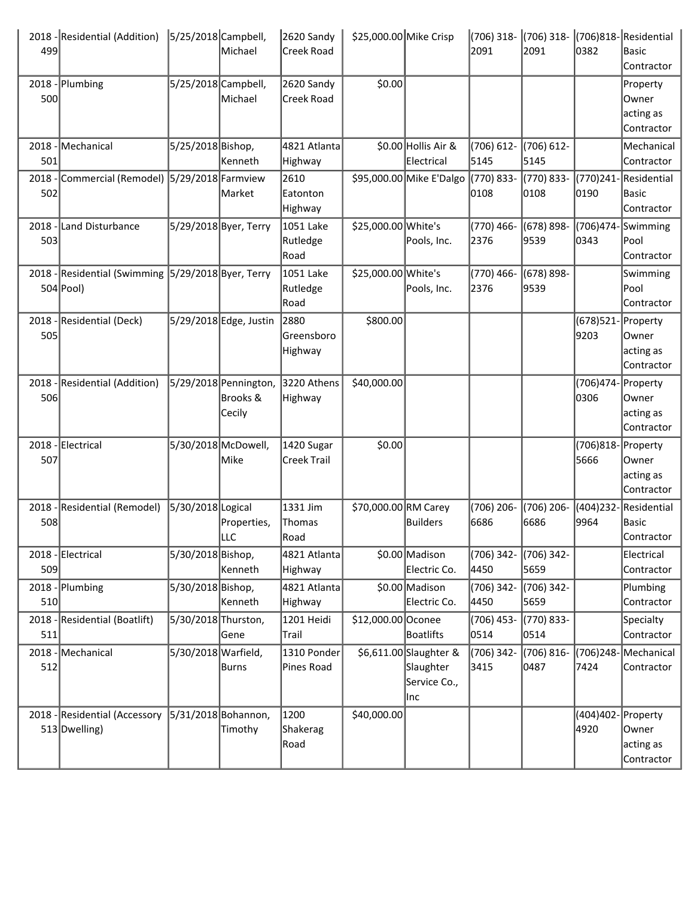| | | | | | | | | | | |
|---|---|---|---|---|---|---|---|---|---|---|
| 2018 - 499 | Residential (Addition) | 5/25/2018 | Campbell, Michael | 2620 Sandy Creek Road | $25,000.00 | Mike Crisp | (706) 318-2091 | (706) 318-2091 | (706)818-0382 | Residential Basic Contractor |
| 2018 - 500 | Plumbing | 5/25/2018 | Campbell, Michael | 2620 Sandy Creek Road | $0.00 | | | | | Property Owner acting as Contractor |
| 2018 - 501 | Mechanical | 5/25/2018 | Bishop, Kenneth | 4821 Atlanta Highway | $0.00 | Hollis Air & Electrical | (706) 612-5145 | (706) 612-5145 | | Mechanical Contractor |
| 2018 - 502 | Commercial (Remodel) | 5/29/2018 | Farmview Market | 2610 Eatonton Highway | $95,000.00 | Mike E'Dalgo | (770) 833-0108 | (770) 833-0108 | (770)241-0190 | Residential Basic Contractor |
| 2018 - 503 | Land Disturbance | 5/29/2018 | Byer, Terry | 1051 Lake Rutledge Road | $25,000.00 | White's Pools, Inc. | (770) 466-2376 | (678) 898-9539 | (706)474-0343 | Swimming Pool Contractor |
| 2018 - 504 | Residential (Swimming Pool) | 5/29/2018 | Byer, Terry | 1051 Lake Rutledge Road | $25,000.00 | White's Pools, Inc. | (770) 466-2376 | (678) 898-9539 | | Swimming Pool Contractor |
| 2018 - 505 | Residential (Deck) | 5/29/2018 | Edge, Justin | 2880 Greensboro Highway | $800.00 | | | | (678)521-9203 | Property Owner acting as Contractor |
| 2018 - 506 | Residential (Addition) | 5/29/2018 | Pennington, Brooks & Cecily | 3220 Athens Highway | $40,000.00 | | | | (706)474-0306 | Property Owner acting as Contractor |
| 2018 - 507 | Electrical | 5/30/2018 | McDowell, Mike | 1420 Sugar Creek Trail | $0.00 | | | | (706)818-5666 | Property Owner acting as Contractor |
| 2018 - 508 | Residential (Remodel) | 5/30/2018 | Logical Properties, LLC | 1331 Jim Thomas Road | $70,000.00 | RM Carey Builders | (706) 206-6686 | (706) 206-6686 | (404)232-9964 | Residential Basic Contractor |
| 2018 - 509 | Electrical | 5/30/2018 | Bishop, Kenneth | 4821 Atlanta Highway | $0.00 | Madison Electric Co. | (706) 342-4450 | (706) 342-5659 | | Electrical Contractor |
| 2018 - 510 | Plumbing | 5/30/2018 | Bishop, Kenneth | 4821 Atlanta Highway | $0.00 | Madison Electric Co. | (706) 342-4450 | (706) 342-5659 | | Plumbing Contractor |
| 2018 - 511 | Residential (Boatlift) | 5/30/2018 | Thurston, Gene | 1201 Heidi Trail | $12,000.00 | Oconee Boatlifts | (706) 453-0514 | (770) 833-0514 | | Specialty Contractor |
| 2018 - 512 | Mechanical | 5/30/2018 | Warfield, Burns | 1310 Ponder Pines Road | $6,611.00 | Slaughter & Slaughter Service Co., Inc | (706) 342-3415 | (706) 816-0487 | (706)248-7424 | Mechanical Contractor |
| 2018 - 513 | Residential (Accessory Dwelling) | 5/31/2018 | Bohannon, Timothy | 1200 Shakerag Road | $40,000.00 | | | | (404)402-4920 | Property Owner acting as Contractor |